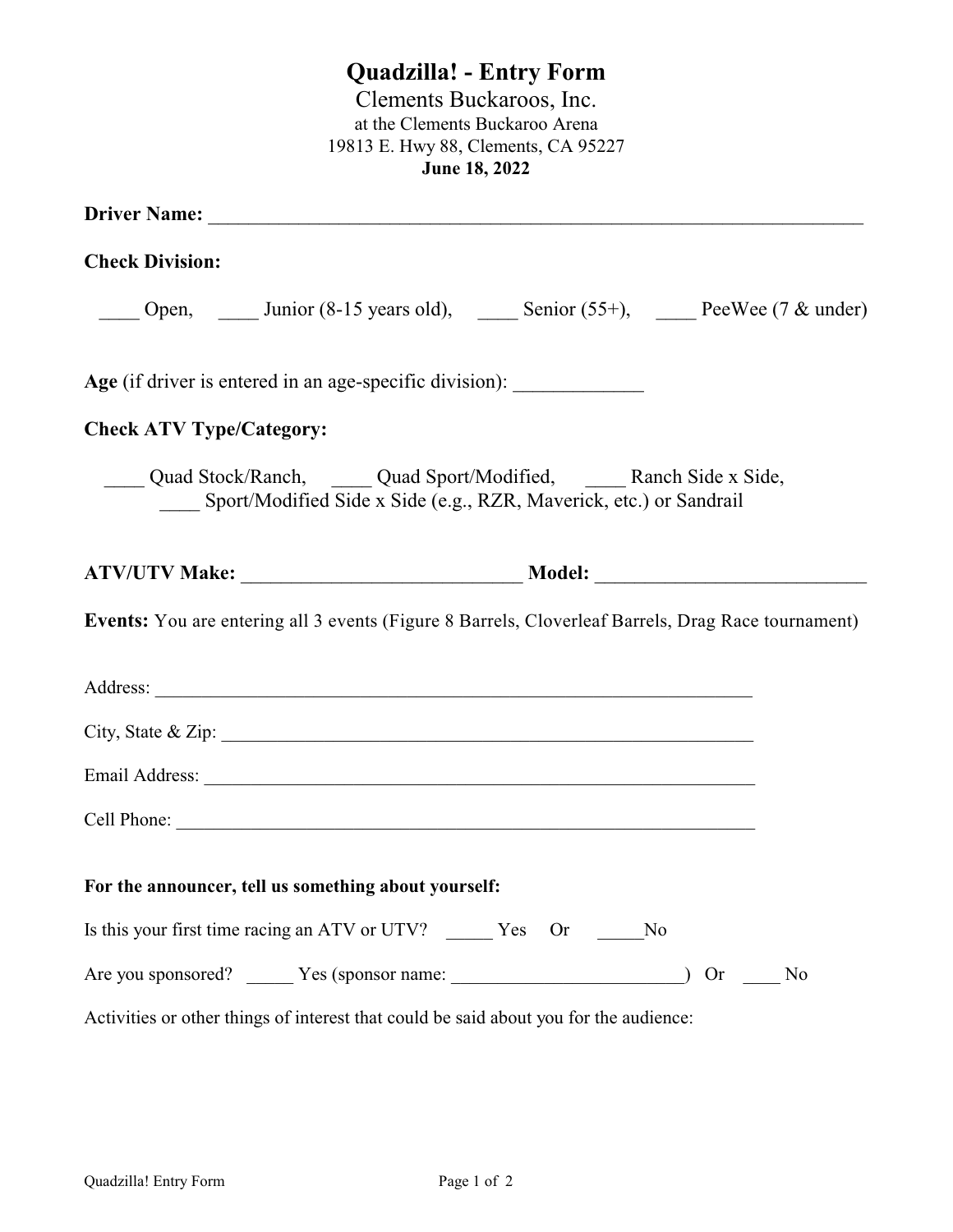# Quadzilla! - Entry Form

Clements Buckaroos, Inc.

at the Clements Buckaroo Arena

19813 E. Hwy 88, Clements, CA 95227

**June 18, 2022**

**Driver Name:** ______________________________________________________________________

**Check Division:**

____ Open, ____ Junior (8-15 years old), ____ Senior (55+), ____ PeeWee (7 & under)

**Age** (if driver is entered in an age-specific division): _____________

**Check ATV Type/Category:**

____ Quad Stock/Ranch, ____ Quad Sport/Modified, ____ Ranch Side x Side,
____ Sport/Modified Side x Side (e.g., RZR, Maverick, etc.) or Sandrail

**ATV/UTV Make:** ____________________________ **Model:** ___________________________

**Events:** You are entering all 3 events (Figure 8 Barrels, Cloverleaf Barrels, Drag Race tournament)

Address: _________________________________________________________________

City, State & Zip: _________________________________________________________

Email Address: ____________________________________________________________

Cell Phone: _______________________________________________________________

**For the announcer, tell us something about yourself:**

Is this your first time racing an ATV or UTV? _____ Yes Or _____No

Are you sponsored? _____ Yes (sponsor name: _________________________) Or ____ No

Activities or other things of interest that could be said about you for the audience: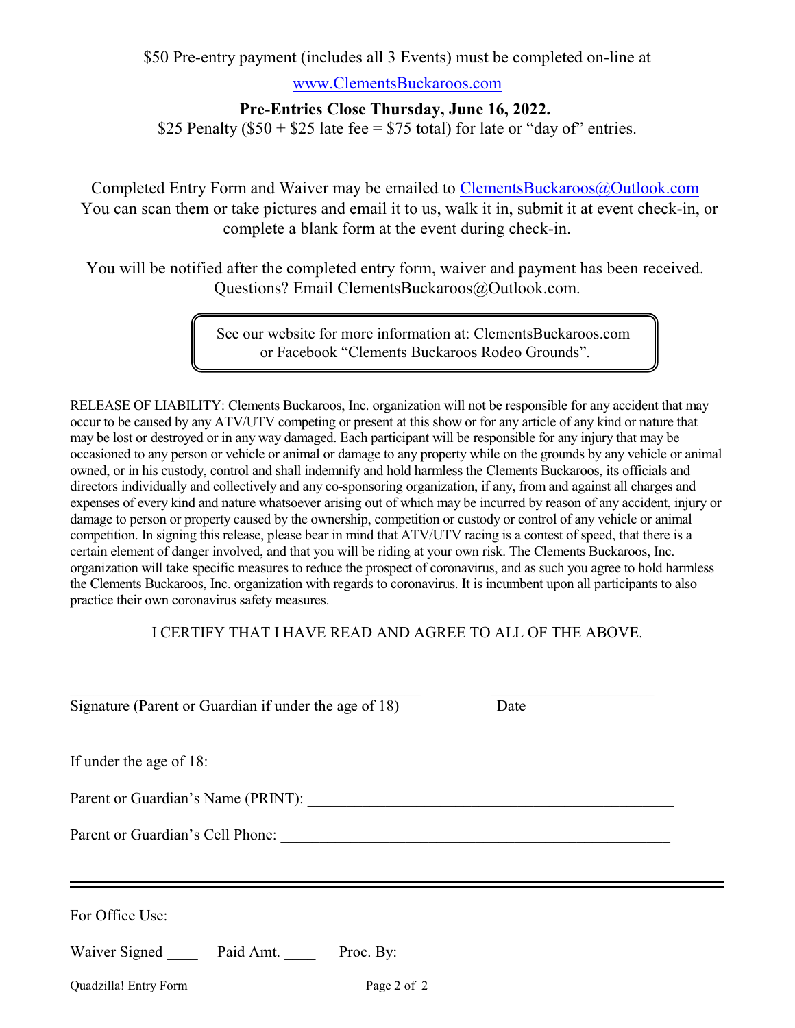$50 Pre-entry payment (includes all 3 Events) must be completed on-line at

www.ClementsBuckaroos.com

**Pre-Entries Close Thursday, June 16, 2022.**

$25 Penalty ($50 + $25 late fee = $75 total) for late or "day of" entries.

Completed Entry Form and Waiver may be emailed to ClementsBuckaroos@Outlook.com
You can scan them or take pictures and email it to us, walk it in, submit it at event check-in, or complete a blank form at the event during check-in.

You will be notified after the completed entry form, waiver and payment has been received.
Questions? Email ClementsBuckaroos@Outlook.com.

See our website for more information at: ClementsBuckaroos.com or Facebook "Clements Buckaroos Rodeo Grounds".

RELEASE OF LIABILITY: Clements Buckaroos, Inc. organization will not be responsible for any accident that may occur to be caused by any ATV/UTV competing or present at this show or for any article of any kind or nature that may be lost or destroyed or in any way damaged. Each participant will be responsible for any injury that may be occasioned to any person or vehicle or animal or damage to any property while on the grounds by any vehicle or animal owned, or in his custody, control and shall indemnify and hold harmless the Clements Buckaroos, its officials and directors individually and collectively and any co-sponsoring organization, if any, from and against all charges and expenses of every kind and nature whatsoever arising out of which may be incurred by reason of any accident, injury or damage to person or property caused by the ownership, competition or custody or control of any vehicle or animal competition. In signing this release, please bear in mind that ATV/UTV racing is a contest of speed, that there is a certain element of danger involved, and that you will be riding at your own risk. The Clements Buckaroos, Inc. organization will take specific measures to reduce the prospect of coronavirus, and as such you agree to hold harmless the Clements Buckaroos, Inc. organization with regards to coronavirus. It is incumbent upon all participants to also practice their own coronavirus safety measures.

I CERTIFY THAT I HAVE READ AND AGREE TO ALL OF THE ABOVE.

\_\_\_\_\_\_\_\_\_\_\_\_\_\_\_\_\_\_\_\_\_\_\_\_\_\_\_\_\_\_\_\_\_\_\_\_\_\_\_\_ \_\_\_\_\_\_\_\_\_\_\_\_\_\_\_\_\_\_\_\_
Signature (Parent or Guardian if under the age of 18) Date

If under the age of 18:

Parent or Guardian's Name (PRINT): \_\_\_\_\_\_\_\_\_\_\_\_\_\_\_\_\_\_\_\_\_\_\_\_\_\_\_\_\_\_\_\_\_\_\_\_\_\_\_\_

Parent or Guardian's Cell Phone: \_\_\_\_\_\_\_\_\_\_\_\_\_\_\_\_\_\_\_\_\_\_\_\_\_\_\_\_\_\_\_\_\_\_\_\_\_\_\_\_

---

For Office Use:

Waiver Signed \_\_\_\_ Paid Amt. \_\_\_\_ Proc. By: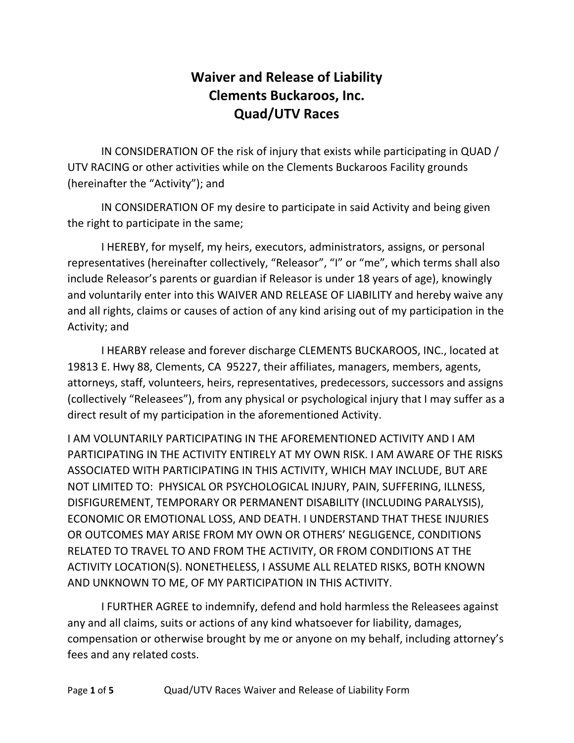# Waiver and Release of Liability
# Clements Buckaroos, Inc.
# Quad/UTV Races

IN CONSIDERATION OF the risk of injury that exists while participating in QUAD / UTV RACING or other activities while on the Clements Buckaroos Facility grounds (hereinafter the "Activity"); and

IN CONSIDERATION OF my desire to participate in said Activity and being given the right to participate in the same;

I HEREBY, for myself, my heirs, executors, administrators, assigns, or personal representatives (hereinafter collectively, "Releasor", "I" or "me", which terms shall also include Releasor's parents or guardian if Releasor is under 18 years of age), knowingly and voluntarily enter into this WAIVER AND RELEASE OF LIABILITY and hereby waive any and all rights, claims or causes of action of any kind arising out of my participation in the Activity; and

I HEARBY release and forever discharge CLEMENTS BUCKAROOS, INC., located at 19813 E. Hwy 88, Clements, CA 95227, their affiliates, managers, members, agents, attorneys, staff, volunteers, heirs, representatives, predecessors, successors and assigns (collectively "Releasees"), from any physical or psychological injury that I may suffer as a direct result of my participation in the aforementioned Activity.

I AM VOLUNTARILY PARTICIPATING IN THE AFOREMENTIONED ACTIVITY AND I AM PARTICIPATING IN THE ACTIVITY ENTIRELY AT MY OWN RISK. I AM AWARE OF THE RISKS ASSOCIATED WITH PARTICIPATING IN THIS ACTIVITY, WHICH MAY INCLUDE, BUT ARE NOT LIMITED TO: PHYSICAL OR PSYCHOLOGICAL INJURY, PAIN, SUFFERING, ILLNESS, DISFIGUREMENT, TEMPORARY OR PERMANENT DISABILITY (INCLUDING PARALYSIS), ECONOMIC OR EMOTIONAL LOSS, AND DEATH. I UNDERSTAND THAT THESE INJURIES OR OUTCOMES MAY ARISE FROM MY OWN OR OTHERS' NEGLIGENCE, CONDITIONS RELATED TO TRAVEL TO AND FROM THE ACTIVITY, OR FROM CONDITIONS AT THE ACTIVITY LOCATION(S). NONETHELESS, I ASSUME ALL RELATED RISKS, BOTH KNOWN AND UNKNOWN TO ME, OF MY PARTICIPATION IN THIS ACTIVITY.

I FURTHER AGREE to indemnify, defend and hold harmless the Releasees against any and all claims, suits or actions of any kind whatsoever for liability, damages, compensation or otherwise brought by me or anyone on my behalf, including attorney's fees and any related costs.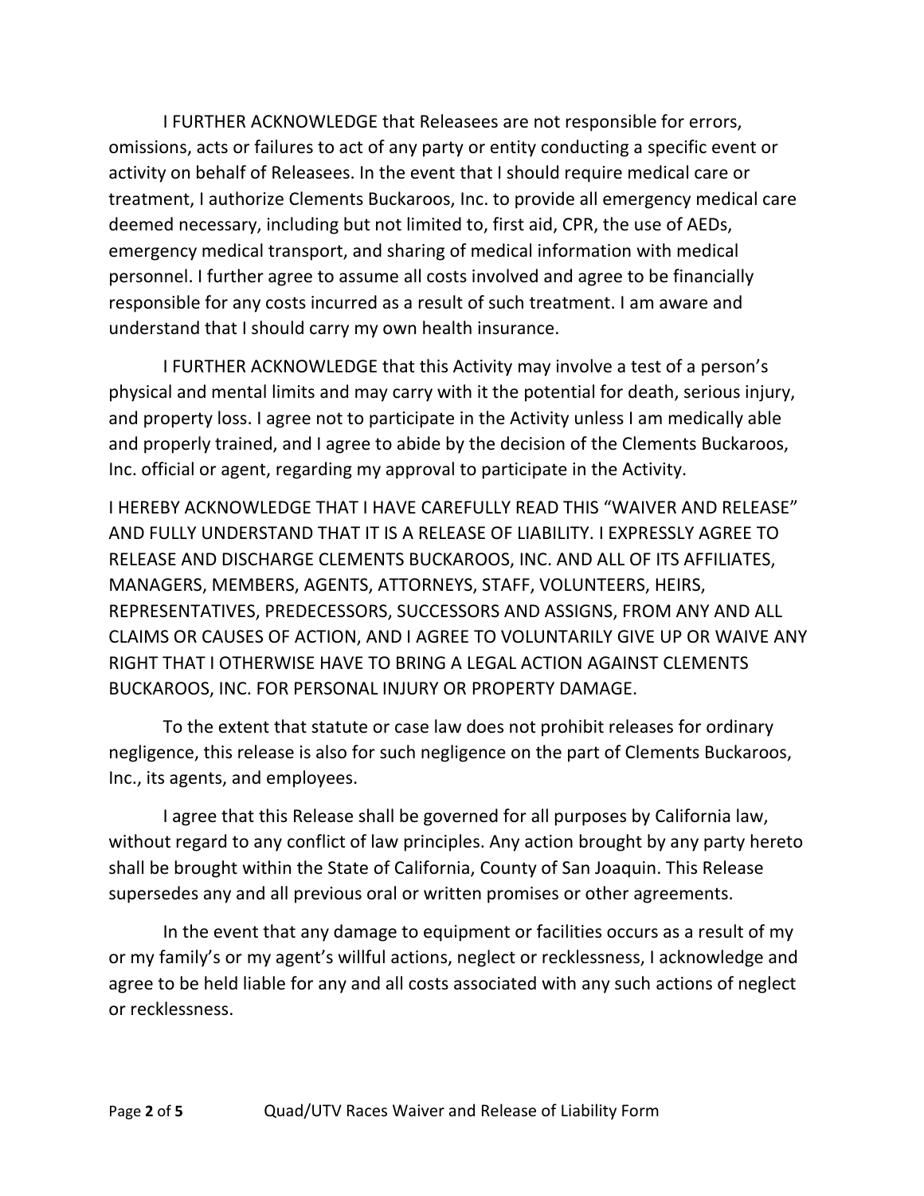I FURTHER ACKNOWLEDGE that Releasees are not responsible for errors, omissions, acts or failures to act of any party or entity conducting a specific event or activity on behalf of Releasees. In the event that I should require medical care or treatment, I authorize Clements Buckaroos, Inc. to provide all emergency medical care deemed necessary, including but not limited to, first aid, CPR, the use of AEDs, emergency medical transport, and sharing of medical information with medical personnel. I further agree to assume all costs involved and agree to be financially responsible for any costs incurred as a result of such treatment. I am aware and understand that I should carry my own health insurance.

I FURTHER ACKNOWLEDGE that this Activity may involve a test of a person's physical and mental limits and may carry with it the potential for death, serious injury, and property loss. I agree not to participate in the Activity unless I am medically able and properly trained, and I agree to abide by the decision of the Clements Buckaroos, Inc. official or agent, regarding my approval to participate in the Activity.

I HEREBY ACKNOWLEDGE THAT I HAVE CAREFULLY READ THIS "WAIVER AND RELEASE" AND FULLY UNDERSTAND THAT IT IS A RELEASE OF LIABILITY. I EXPRESSLY AGREE TO RELEASE AND DISCHARGE CLEMENTS BUCKAROOS, INC. AND ALL OF ITS AFFILIATES, MANAGERS, MEMBERS, AGENTS, ATTORNEYS, STAFF, VOLUNTEERS, HEIRS, REPRESENTATIVES, PREDECESSORS, SUCCESSORS AND ASSIGNS, FROM ANY AND ALL CLAIMS OR CAUSES OF ACTION, AND I AGREE TO VOLUNTARILY GIVE UP OR WAIVE ANY RIGHT THAT I OTHERWISE HAVE TO BRING A LEGAL ACTION AGAINST CLEMENTS BUCKAROOS, INC. FOR PERSONAL INJURY OR PROPERTY DAMAGE.

To the extent that statute or case law does not prohibit releases for ordinary negligence, this release is also for such negligence on the part of Clements Buckaroos, Inc., its agents, and employees.

I agree that this Release shall be governed for all purposes by California law, without regard to any conflict of law principles. Any action brought by any party hereto shall be brought within the State of California, County of San Joaquin. This Release supersedes any and all previous oral or written promises or other agreements.

In the event that any damage to equipment or facilities occurs as a result of my or my family's or my agent's willful actions, neglect or recklessness, I acknowledge and agree to be held liable for any and all costs associated with any such actions of neglect or recklessness.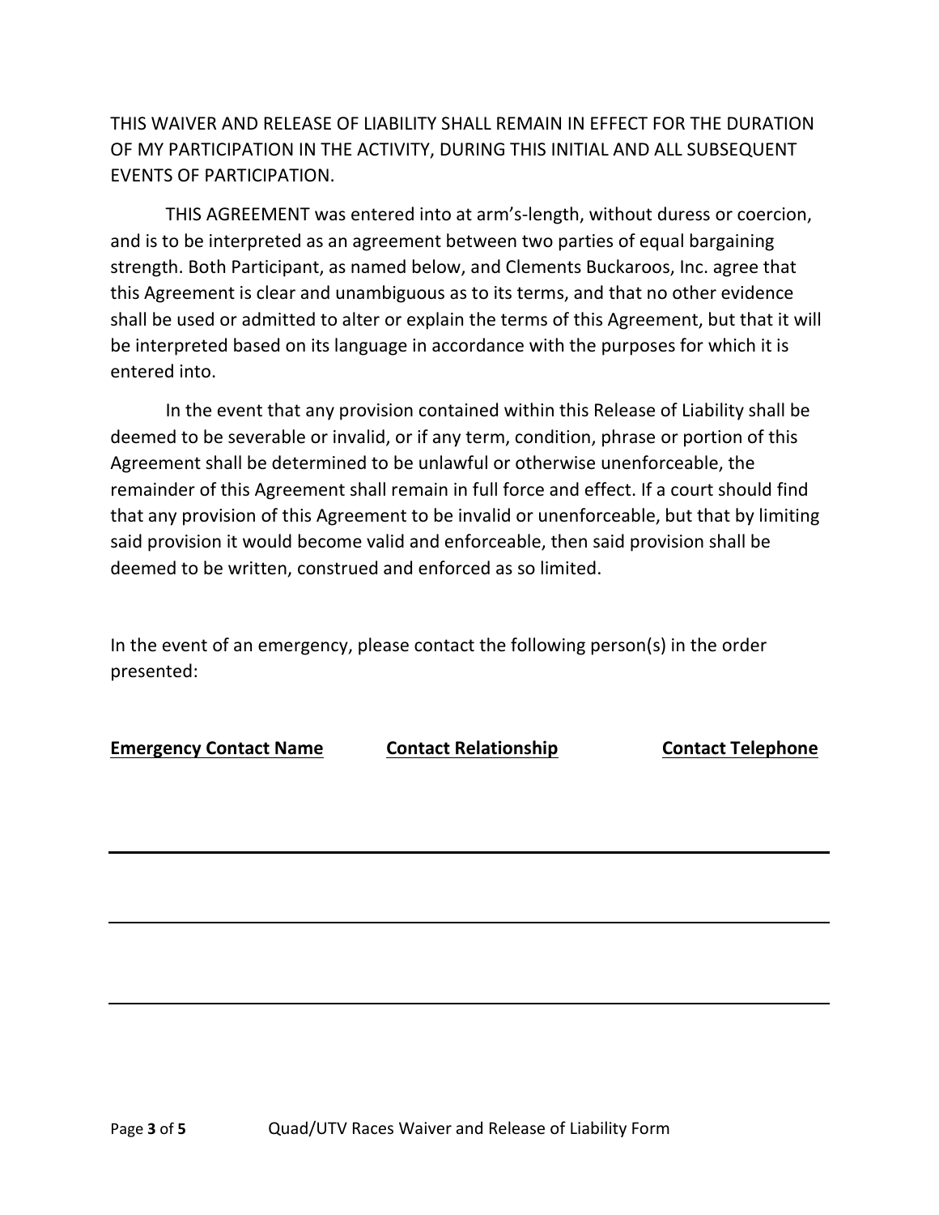THIS WAIVER AND RELEASE OF LIABILITY SHALL REMAIN IN EFFECT FOR THE DURATION OF MY PARTICIPATION IN THE ACTIVITY, DURING THIS INITIAL AND ALL SUBSEQUENT EVENTS OF PARTICIPATION.

THIS AGREEMENT was entered into at arm's-length, without duress or coercion, and is to be interpreted as an agreement between two parties of equal bargaining strength. Both Participant, as named below, and Clements Buckaroos, Inc. agree that this Agreement is clear and unambiguous as to its terms, and that no other evidence shall be used or admitted to alter or explain the terms of this Agreement, but that it will be interpreted based on its language in accordance with the purposes for which it is entered into.

In the event that any provision contained within this Release of Liability shall be deemed to be severable or invalid, or if any term, condition, phrase or portion of this Agreement shall be determined to be unlawful or otherwise unenforceable, the remainder of this Agreement shall remain in full force and effect. If a court should find that any provision of this Agreement to be invalid or unenforceable, but that by limiting said provision it would become valid and enforceable, then said provision shall be deemed to be written, construed and enforced as so limited.

In the event of an emergency, please contact the following person(s) in the order presented:

| **Emergency Contact Name** | **Contact Relationship** | **Contact Telephone** |
| --- | --- | --- |
| | | |
| | | |
| | | |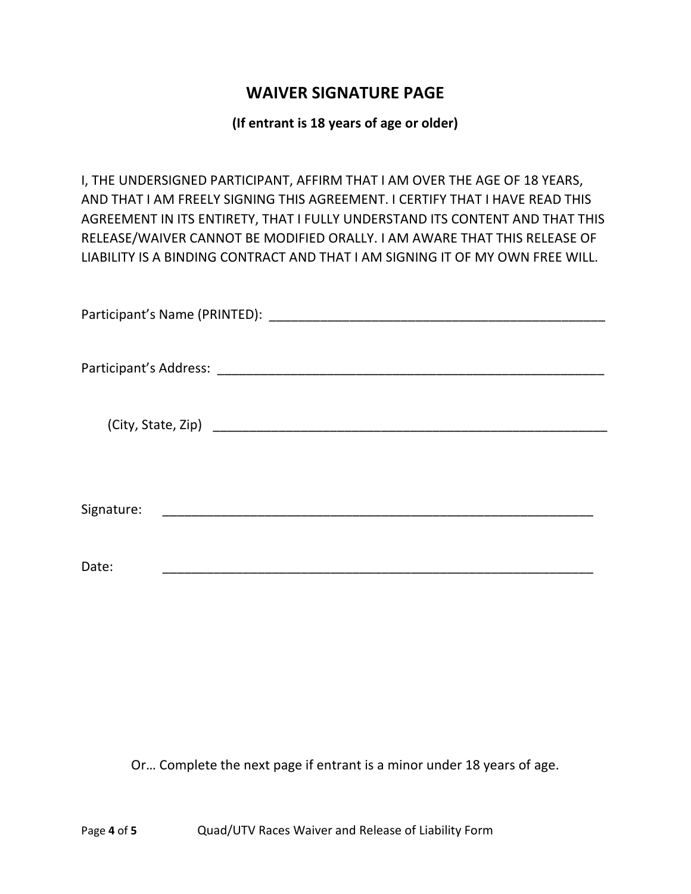## WAIVER SIGNATURE PAGE

**(If entrant is 18 years of age or older)**

I, THE UNDERSIGNED PARTICIPANT, AFFIRM THAT I AM OVER THE AGE OF 18 YEARS, AND THAT I AM FREELY SIGNING THIS AGREEMENT. I CERTIFY THAT I HAVE READ THIS AGREEMENT IN ITS ENTIRETY, THAT I FULLY UNDERSTAND ITS CONTENT AND THAT THIS RELEASE/WAIVER CANNOT BE MODIFIED ORALLY. I AM AWARE THAT THIS RELEASE OF LIABILITY IS A BINDING CONTRACT AND THAT I AM SIGNING IT OF MY OWN FREE WILL.

Participant's Name (PRINTED): ________________________________________________

Participant's Address: ______________________________________________________

(City, State, Zip) ________________________________________________________

Signature: ___________________________________________________________

Date: ___________________________________________________________

Or… Complete the next page if entrant is a minor under 18 years of age.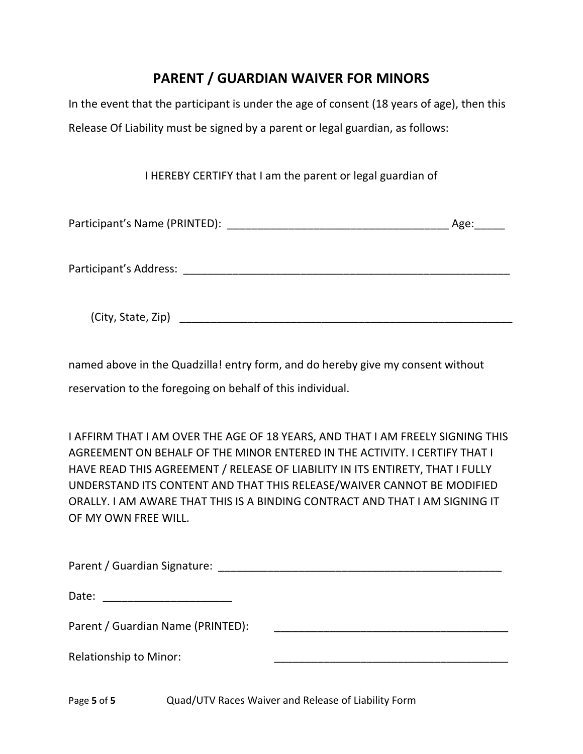## PARENT / GUARDIAN WAIVER FOR MINORS

In the event that the participant is under the age of consent (18 years of age), then this Release Of Liability must be signed by a parent or legal guardian, as follows:

I HEREBY CERTIFY that I am the parent or legal guardian of

Participant's Name (PRINTED): ___________________________________ Age:_____

Participant's Address: ______________________________________________________

(City, State, Zip) _______________________________________________________

named above in the Quadzilla! entry form, and do hereby give my consent without reservation to the foregoing on behalf of this individual.

I AFFIRM THAT I AM OVER THE AGE OF 18 YEARS, AND THAT I AM FREELY SIGNING THIS AGREEMENT ON BEHALF OF THE MINOR ENTERED IN THE ACTIVITY. I CERTIFY THAT I HAVE READ THIS AGREEMENT / RELEASE OF LIABILITY IN ITS ENTIRETY, THAT I FULLY UNDERSTAND ITS CONTENT AND THAT THIS RELEASE/WAIVER CANNOT BE MODIFIED ORALLY. I AM AWARE THAT THIS IS A BINDING CONTRACT AND THAT I AM SIGNING IT OF MY OWN FREE WILL.

Parent / Guardian Signature: ______________________________________________

Date: _____________________

Parent / Guardian Name (PRINTED): ______________________________________

Relationship to Minor: ______________________________________